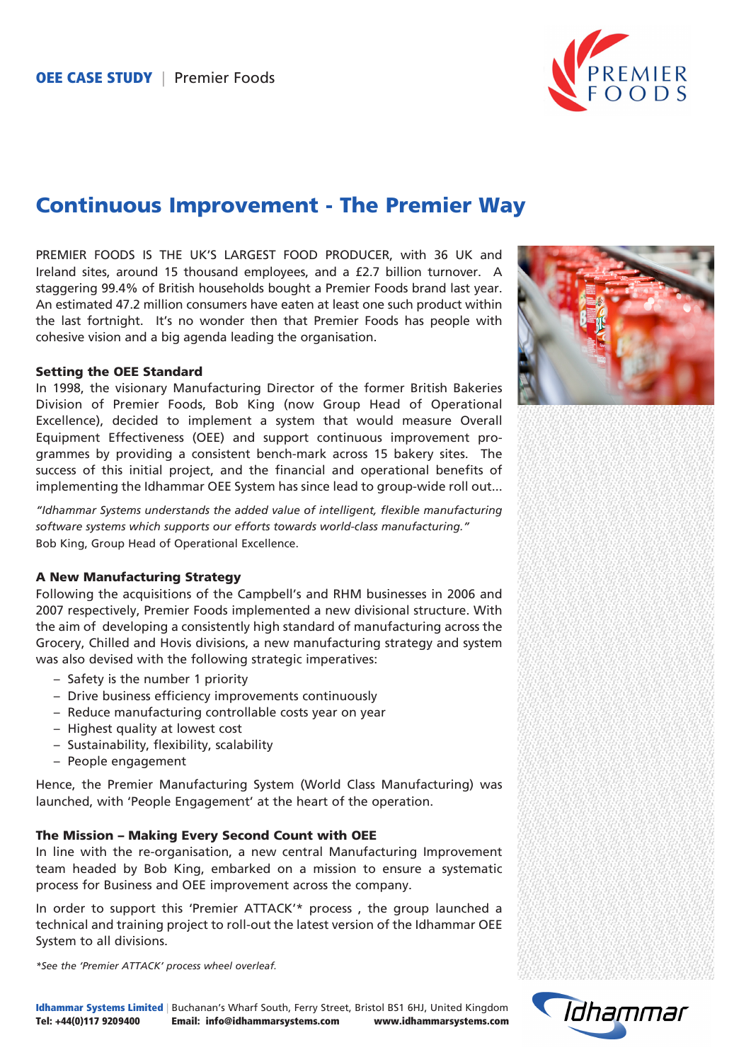OEE CASE STUDY | Premier Foods

# Continuous Improvement - The Premier Way

PREMIER FOODS IS THE UK'S LARGEST FOOD PRODUCER, with 36 UK and Ireland sites, around 15 thousand employees, and a £2.7 billion turnover. A staggering 99.4% of British households bought a Premier Foods brand last year. An estimated 47.2 million consumers have eaten at least one such product within the last fortnight. It's no wonder then that Premier Foods has people with cohesive vision and a big agenda leading the organisation.

### Setting the OEE Standard

In 1998, the visionary Manufacturing Director of the former British Bakeries Division of Premier Foods, Bob King (now Group Head of Operational Excellence), decided to implement a system that would measure Overall Equipment Effectiveness (OEE) and support continuous improvement programmes by providing a consistent bench-mark across 15 bakery sites. The success of this initial project, and the financial and operational benefits of implementing the Idhammar OEE System has since lead to group-wide roll out...

*"Idhammar Systems understands the added value of intelligent, flexible manufacturing software systems which supports our efforts towards world-class manufacturing."*
Bob King, Group Head of Operational Excellence.

### A New Manufacturing Strategy

Following the acquisitions of the Campbell's and RHM businesses in 2006 and 2007 respectively, Premier Foods implemented a new divisional structure. With the aim of developing a consistently high standard of manufacturing across the Grocery, Chilled and Hovis divisions, a new manufacturing strategy and system was also devised with the following strategic imperatives:

- Safety is the number 1 priority
- Drive business efficiency improvements continuously
- Reduce manufacturing controllable costs year on year
- Highest quality at lowest cost
- Sustainability, flexibility, scalability
- People engagement

Hence, the Premier Manufacturing System (World Class Manufacturing) was launched, with 'People Engagement' at the heart of the operation.

### The Mission – Making Every Second Count with OEE

In line with the re-organisation, a new central Manufacturing Improvement team headed by Bob King, embarked on a mission to ensure a systematic process for Business and OEE improvement across the company.

In order to support this 'Premier ATTACK'* process , the group launched a technical and training project to roll-out the latest version of the Idhammar OEE System to all divisions.

*\*See the 'Premier ATTACK' process wheel overleaf.*

**Idhammar Systems Limited** | Buchanan's Wharf South, Ferry Street, Bristol BS1 6HJ, United Kingdom
**Tel: +44(0)117 9209400** **Email: info@idhammarsystems.com** **www.idhammarsystems.com**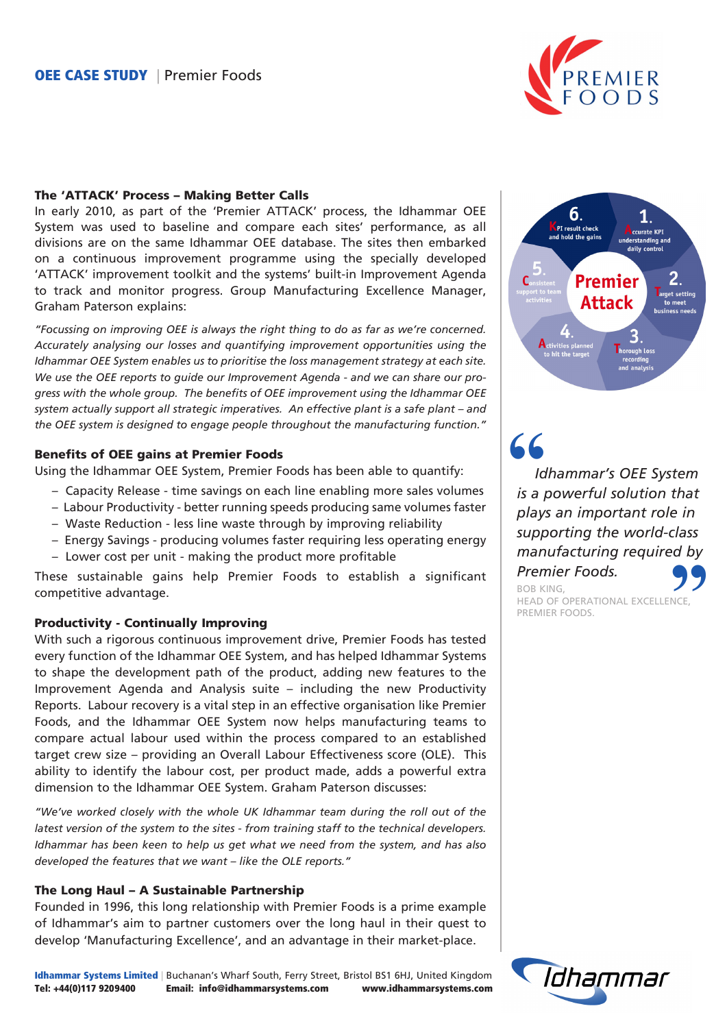**OEE CASE STUDY** | Premier Foods

## The 'ATTACK' Process – Making Better Calls

In early 2010, as part of the 'Premier ATTACK' process, the Idhammar OEE System was used to baseline and compare each sites' performance, as all divisions are on the same Idhammar OEE database. The sites then embarked on a continuous improvement programme using the specially developed 'ATTACK' improvement toolkit and the systems' built-in Improvement Agenda to track and monitor progress. Group Manufacturing Excellence Manager, Graham Paterson explains:

*"Focussing on improving OEE is always the right thing to do as far as we're concerned. Accurately analysing our losses and quantifying improvement opportunities using the Idhammar OEE System enables us to prioritise the loss management strategy at each site. We use the OEE reports to guide our Improvement Agenda - and we can share our progress with the whole group. The benefits of OEE improvement using the Idhammar OEE system actually support all strategic imperatives. An effective plant is a safe plant – and the OEE system is designed to engage people throughout the manufacturing function."*

Premier Attack

1. Accurate KPI understanding and daily control
2. Target setting to meet business needs
3. Thorough loss recording and analysis
4. Activities planned to hit the target
5. Consistent support to team activities
6. KPI result check and hold the gains

## Benefits of OEE gains at Premier Foods

Using the Idhammar OEE System, Premier Foods has been able to quantify:

- Capacity Release - time savings on each line enabling more sales volumes
- Labour Productivity - better running speeds producing same volumes faster
- Waste Reduction - less line waste through by improving reliability
- Energy Savings - producing volumes faster requiring less operating energy
- Lower cost per unit - making the product more profitable

These sustainable gains help Premier Foods to establish a significant competitive advantage.

> *Idhammar's OEE System is a powerful solution that plays an important role in supporting the world-class manufacturing required by Premier Foods.*
>
> BOB KING,
> HEAD OF OPERATIONAL EXCELLENCE,
> PREMIER FOODS.

## Productivity - Continually Improving

With such a rigorous continuous improvement drive, Premier Foods has tested every function of the Idhammar OEE System, and has helped Idhammar Systems to shape the development path of the product, adding new features to the Improvement Agenda and Analysis suite – including the new Productivity Reports. Labour recovery is a vital step in an effective organisation like Premier Foods, and the Idhammar OEE System now helps manufacturing teams to compare actual labour used within the process compared to an established target crew size – providing an Overall Labour Effectiveness score (OLE). This ability to identify the labour cost, per product made, adds a powerful extra dimension to the Idhammar OEE System. Graham Paterson discusses:

*"We've worked closely with the whole UK Idhammar team during the roll out of the latest version of the system to the sites - from training staff to the technical developers. Idhammar has been keen to help us get what we need from the system, and has also developed the features that we want – like the OLE reports."*

## The Long Haul – A Sustainable Partnership

Founded in 1996, this long relationship with Premier Foods is a prime example of Idhammar's aim to partner customers over the long haul in their quest to develop 'Manufacturing Excellence', and an advantage in their market-place.

**Idhammar Systems Limited** | Buchanan's Wharf South, Ferry Street, Bristol BS1 6HJ, United Kingdom
**Tel: +44(0)117 9209400** **Email: info@idhammarsystems.com** **www.idhammarsystems.com**